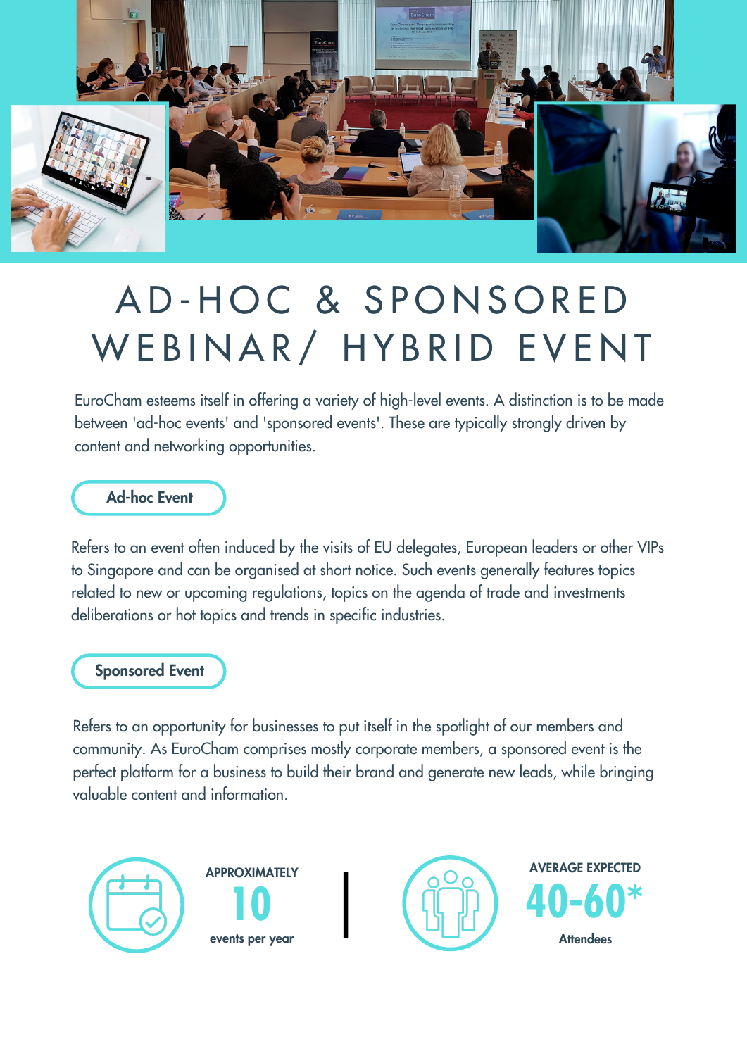# AD-HOC & SPONSORED WEBINAR/ HYBRID EVENT

EuroCham esteems itself in offering a variety of high-level events. A distinction is to be made between 'ad-hoc events' and 'sponsored events'. These are typically strongly driven by content and networking opportunities.

## Ad-hoc Event

Refers to an event often induced by the visits of EU delegates, European leaders or other VIPs to Singapore and can be organised at short notice. Such events generally features topics related to new or upcoming regulations, topics on the agenda of trade and investments deliberations or hot topics and trends in specific industries.

## Sponsored Event

Refers to an opportunity for businesses to put itself in the spotlight of our members and community. As EuroCham comprises mostly corporate members, a sponsored event is the perfect platform for a business to build their brand and generate new leads, while bringing valuable content and information.

APPROXIMATELY
**10**
events per year

AVERAGE EXPECTED
**40-60***
Attendees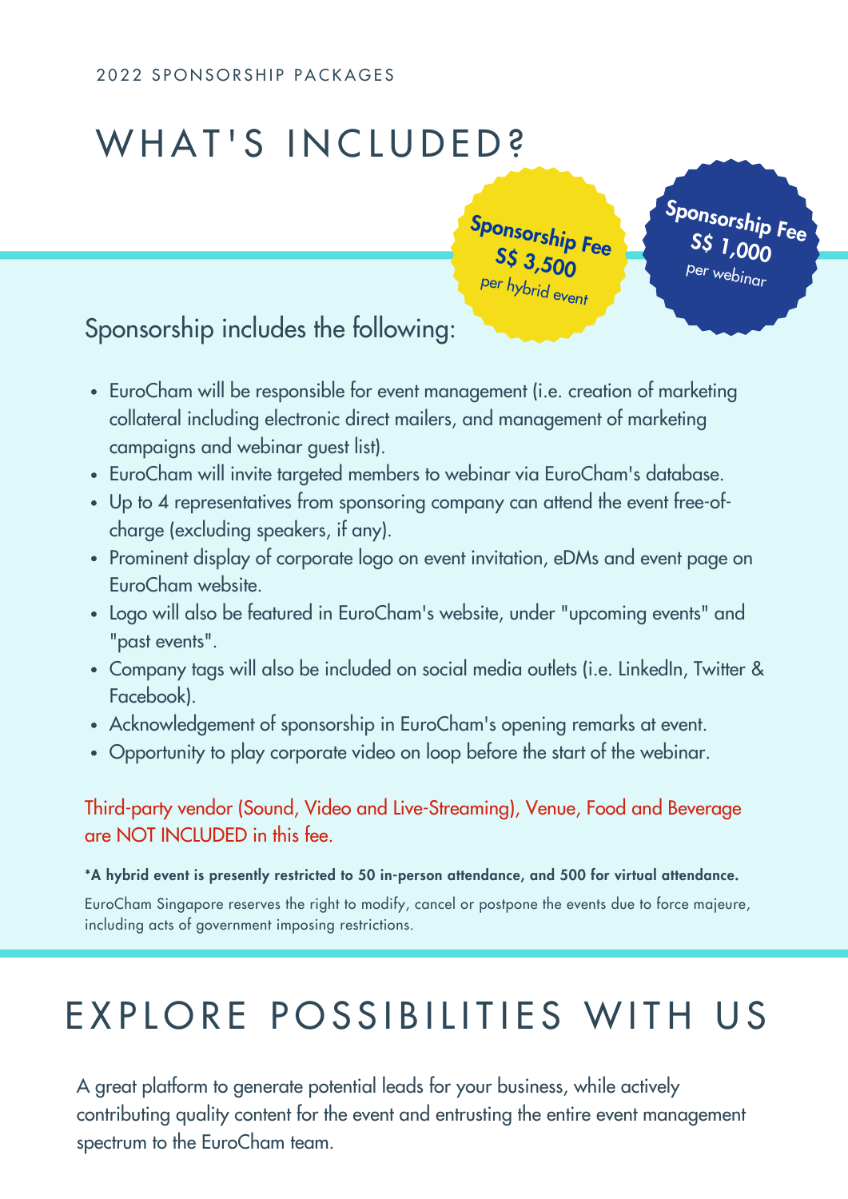2022 SPONSORSHIP PACKAGES

# WHAT'S INCLUDED?

**Sponsorship Fee S$ 3,500** *per hybrid event*

**Sponsorship Fee S$ 1,000** *per webinar*

## Sponsorship includes the following:

- EuroCham will be responsible for event management (i.e. creation of marketing collateral including electronic direct mailers, and management of marketing campaigns and webinar guest list).
- EuroCham will invite targeted members to webinar via EuroCham's database.
- Up to 4 representatives from sponsoring company can attend the event free-of-charge (excluding speakers, if any).
- Prominent display of corporate logo on event invitation, eDMs and event page on EuroCham website.
- Logo will also be featured in EuroCham's website, under "upcoming events" and "past events".
- Company tags will also be included on social media outlets (i.e. LinkedIn, Twitter & Facebook).
- Acknowledgement of sponsorship in EuroCham's opening remarks at event.
- Opportunity to play corporate video on loop before the start of the webinar.

Third-party vendor (Sound, Video and Live-Streaming), Venue, Food and Beverage are NOT INCLUDED in this fee.

**\*A hybrid event is presently restricted to 50 in-person attendance, and 500 for virtual attendance.**

EuroCham Singapore reserves the right to modify, cancel or postpone the events due to force majeure, including acts of government imposing restrictions.

# EXPLORE POSSIBILITIES WITH US

A great platform to generate potential leads for your business, while actively contributing quality content for the event and entrusting the entire event management spectrum to the EuroCham team.